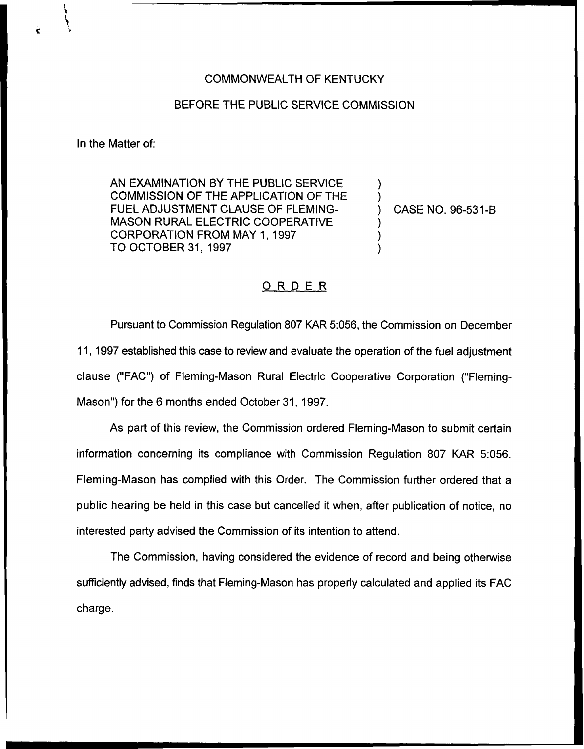COMMONWEALTH OF KENTUCKY

BEFORE THE PUBLIC SERVICE COMMISSION

In the Matter of:

AN EXAMINATION BY THE PUBLIC SERVICE COMMISSION OF THE APPLICATION OF THE FUEL ADJUSTMENT CLAUSE OF FLEMING-MASON RURAL ELECTRIC COOPERATIVE CORPORATION FROM MAY 1, 1997 TO OCTOBER 31, 1997 ) CASE NO. 96-531-B

## ORDER

Pursuant to Commission Regulation 807 KAR 5:056, the Commission on December 11, 1997 established this case to review and evaluate the operation of the fuel adjustment clause ("FAC") of Fleming-Mason Rural Electric Cooperative Corporation ("Fleming-Mason") for the 6 months ended October 31, 1997.

As part of this review, the Commission ordered Fleming-Mason to submit certain information concerning its compliance with Commission Regulation 807 KAR 5:056. Fleming-Mason has complied with this Order. The Commission further ordered that a public hearing be held in this case but cancelled it when, after publication of notice, no interested party advised the Commission of its intention to attend.

The Commission, having considered the evidence of record and being otherwise sufficiently advised, finds that Fleming-Mason has properly calculated and applied its FAC charge.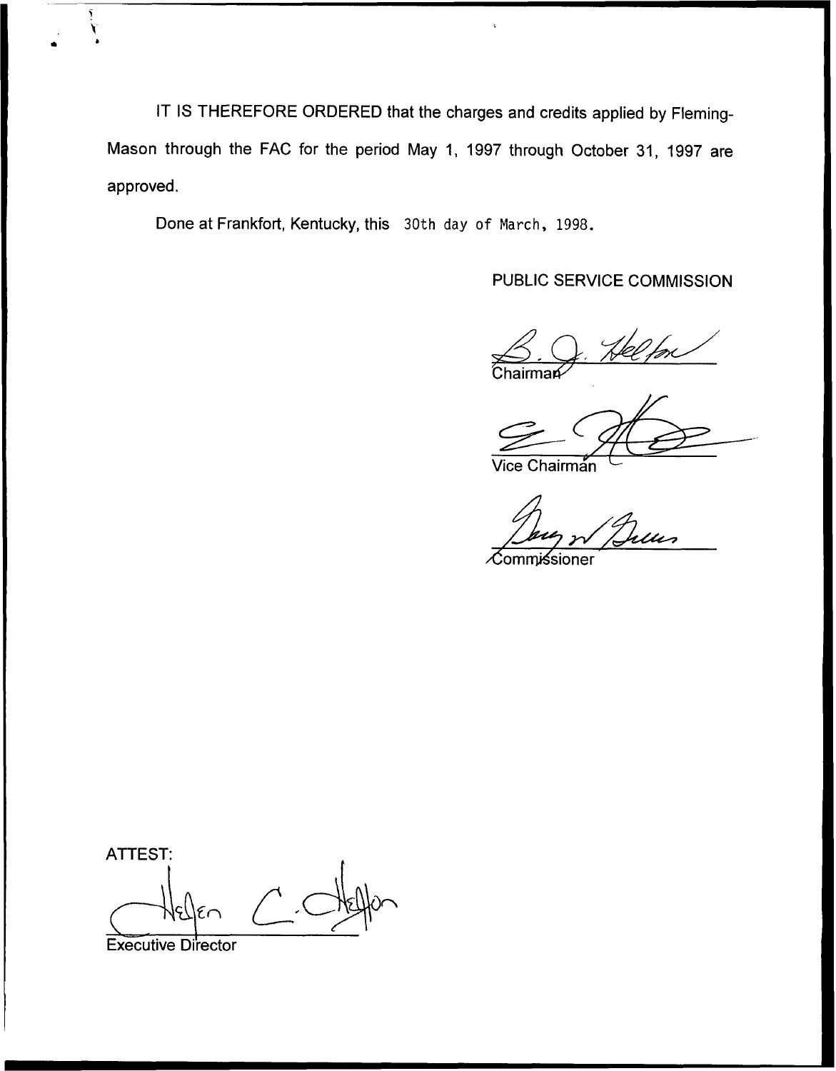IT IS THEREFORE ORDERED that the charges and credits applied by Fleming-Mason through the FAC for the period May 1, 1997 through October 31, 1997 are approved.

Done at Frankfort, Kentucky, this 30th day of March, 1998.

PUBLIC SERVICE COMMISSION

Chairman

Vice Chairman

Commissioner

ATTEST:

Executive Director